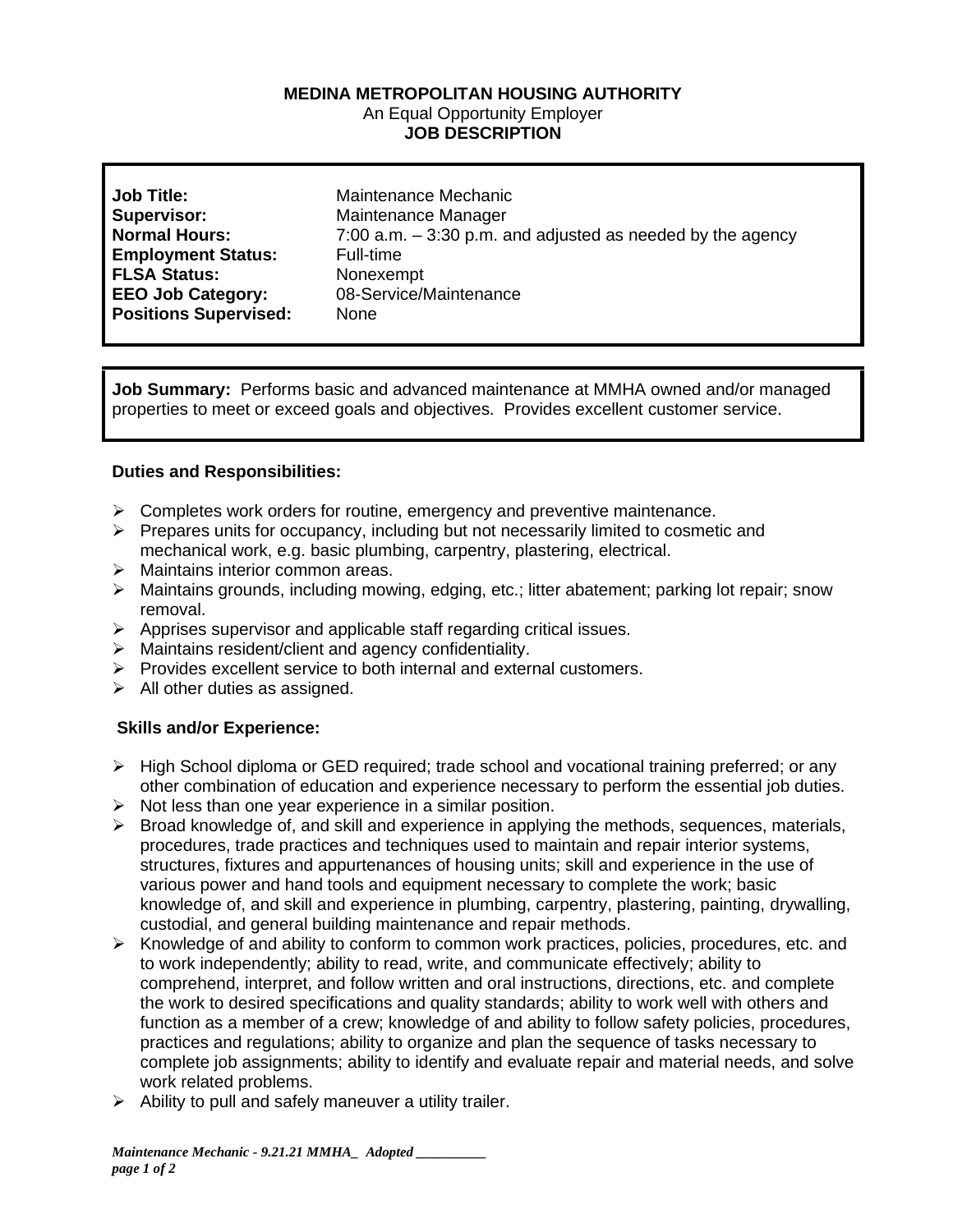**MEDINA METROPOLITAN HOUSING AUTHORITY**
An Equal Opportunity Employer
**JOB DESCRIPTION**

| | |
|---|---|
| **Job Title:** | Maintenance Mechanic |
| **Supervisor:** | Maintenance Manager |
| **Normal Hours:** | 7:00 a.m. – 3:30 p.m. and adjusted as needed by the agency |
| **Employment Status:** | Full-time |
| **FLSA Status:** | Nonexempt |
| **EEO Job Category:** | 08-Service/Maintenance |
| **Positions Supervised:** | None |

**Job Summary:** Performs basic and advanced maintenance at MMHA owned and/or managed properties to meet or exceed goals and objectives. Provides excellent customer service.

**Duties and Responsibilities:**

- Completes work orders for routine, emergency and preventive maintenance.
- Prepares units for occupancy, including but not necessarily limited to cosmetic and mechanical work, e.g. basic plumbing, carpentry, plastering, electrical.
- Maintains interior common areas.
- Maintains grounds, including mowing, edging, etc.; litter abatement; parking lot repair; snow removal.
- Apprises supervisor and applicable staff regarding critical issues.
- Maintains resident/client and agency confidentiality.
- Provides excellent service to both internal and external customers.
- All other duties as assigned.

**Skills and/or Experience:**

- High School diploma or GED required; trade school and vocational training preferred; or any other combination of education and experience necessary to perform the essential job duties.
- Not less than one year experience in a similar position.
- Broad knowledge of, and skill and experience in applying the methods, sequences, materials, procedures, trade practices and techniques used to maintain and repair interior systems, structures, fixtures and appurtenances of housing units; skill and experience in the use of various power and hand tools and equipment necessary to complete the work; basic knowledge of, and skill and experience in plumbing, carpentry, plastering, painting, drywalling, custodial, and general building maintenance and repair methods.
- Knowledge of and ability to conform to common work practices, policies, procedures, etc. and to work independently; ability to read, write, and communicate effectively; ability to comprehend, interpret, and follow written and oral instructions, directions, etc. and complete the work to desired specifications and quality standards; ability to work well with others and function as a member of a crew; knowledge of and ability to follow safety policies, procedures, practices and regulations; ability to organize and plan the sequence of tasks necessary to complete job assignments; ability to identify and evaluate repair and material needs, and solve work related problems.
- Ability to pull and safely maneuver a utility trailer.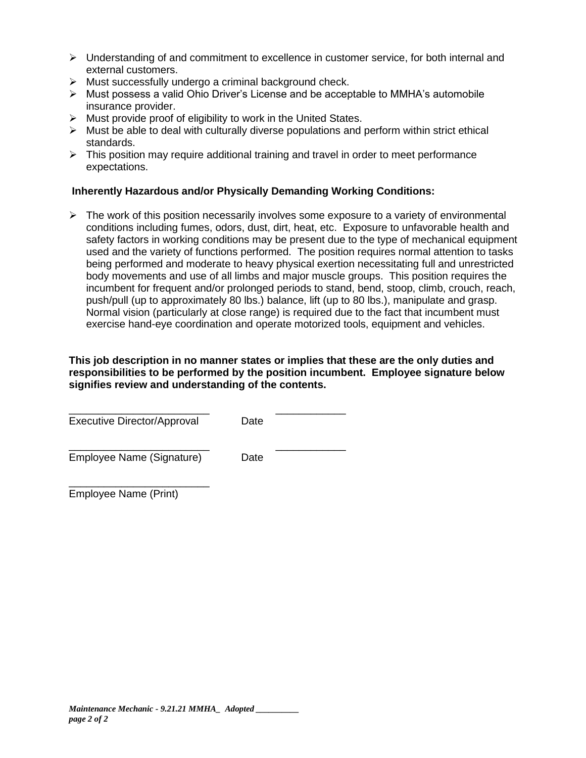- Understanding of and commitment to excellence in customer service, for both internal and external customers.
- Must successfully undergo a criminal background check.
- Must possess a valid Ohio Driver's License and be acceptable to MMHA's automobile insurance provider.
- Must provide proof of eligibility to work in the United States.
- Must be able to deal with culturally diverse populations and perform within strict ethical standards.
- This position may require additional training and travel in order to meet performance expectations.

**Inherently Hazardous and/or Physically Demanding Working Conditions:**

- The work of this position necessarily involves some exposure to a variety of environmental conditions including fumes, odors, dust, dirt, heat, etc. Exposure to unfavorable health and safety factors in working conditions may be present due to the type of mechanical equipment used and the variety of functions performed. The position requires normal attention to tasks being performed and moderate to heavy physical exertion necessitating full and unrestricted body movements and use of all limbs and major muscle groups. This position requires the incumbent for frequent and/or prolonged periods to stand, bend, stoop, climb, crouch, reach, push/pull (up to approximately 80 lbs.) balance, lift (up to 80 lbs.), manipulate and grasp. Normal vision (particularly at close range) is required due to the fact that incumbent must exercise hand-eye coordination and operate motorized tools, equipment and vehicles.

**This job description in no manner states or implies that these are the only duties and responsibilities to be performed by the position incumbent. Employee signature below signifies review and understanding of the contents.**

________________________ ____________
Executive Director/Approval Date

________________________ ____________
Employee Name (Signature) Date

________________________
Employee Name (Print)

*Maintenance Mechanic - 9.21.21 MMHA_ Adopted _________*